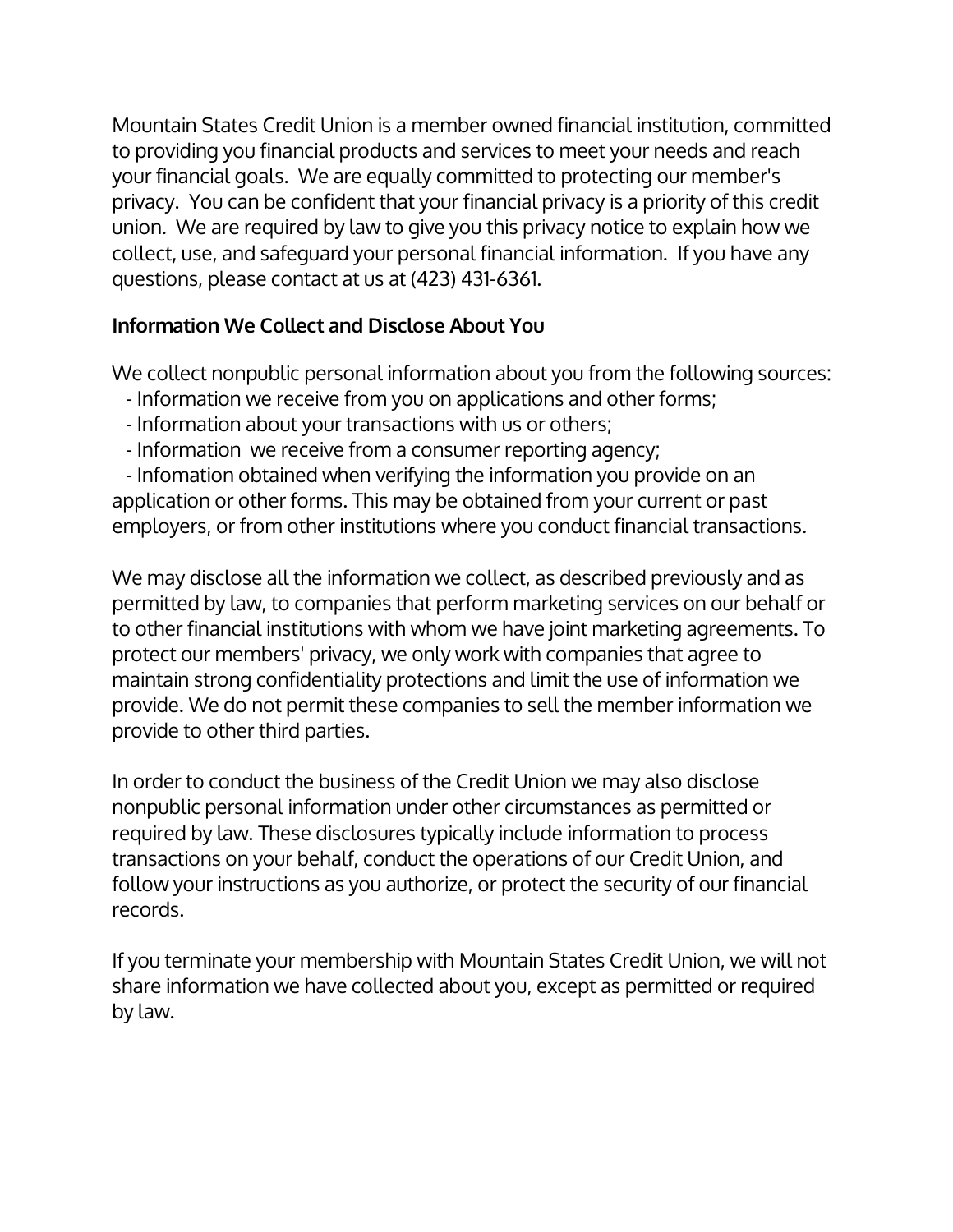Mountain States Credit Union is a member owned financial institution, committed to providing you financial products and services to meet your needs and reach your financial goals. We are equally committed to protecting our member's privacy. You can be confident that your financial privacy is a priority of this credit union. We are required by law to give you this privacy notice to explain how we collect, use, and safeguard your personal financial information. If you have any questions, please contact at us at (423) 431-6361.

**Information We Collect and Disclose About You**

We collect nonpublic personal information about you from the following sources:

- Information we receive from you on applications and other forms;
- Information about your transactions with us or others;
- Information we receive from a consumer reporting agency;
- Infomation obtained when verifying the information you provide on an application or other forms. This may be obtained from your current or past employers, or from other institutions where you conduct financial transactions.

We may disclose all the information we collect, as described previously and as permitted by law, to companies that perform marketing services on our behalf or to other financial institutions with whom we have joint marketing agreements. To protect our members' privacy, we only work with companies that agree to maintain strong confidentiality protections and limit the use of information we provide. We do not permit these companies to sell the member information we provide to other third parties.

In order to conduct the business of the Credit Union we may also disclose nonpublic personal information under other circumstances as permitted or required by law. These disclosures typically include information to process transactions on your behalf, conduct the operations of our Credit Union, and follow your instructions as you authorize, or protect the security of our financial records.

If you terminate your membership with Mountain States Credit Union, we will not share information we have collected about you, except as permitted or required by law.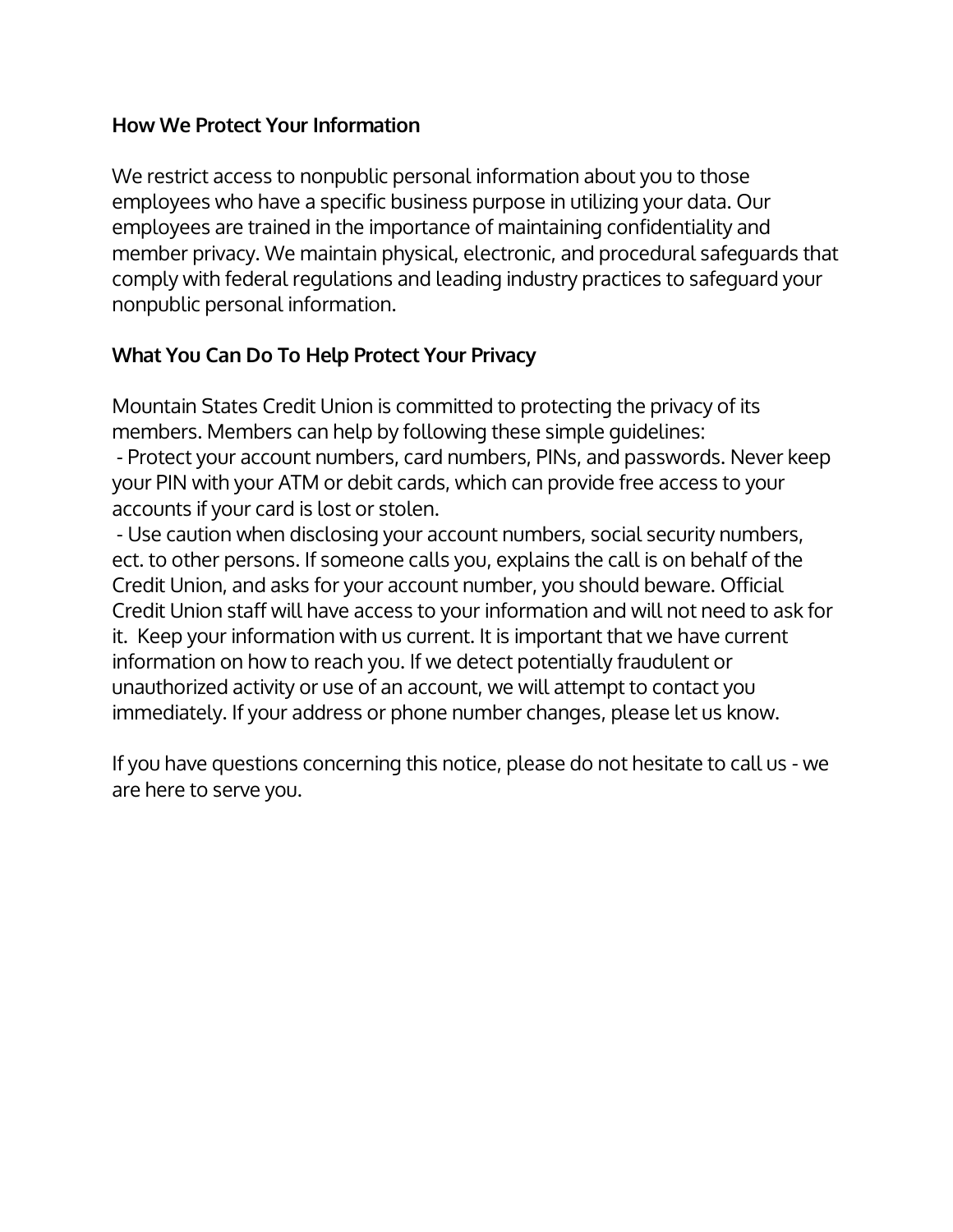**How We Protect Your Information**

We restrict access to nonpublic personal information about you to those employees who have a specific business purpose in utilizing your data. Our employees are trained in the importance of maintaining confidentiality and member privacy. We maintain physical, electronic, and procedural safeguards that comply with federal regulations and leading industry practices to safeguard your nonpublic personal information.

**What You Can Do To Help Protect Your Privacy**

Mountain States Credit Union is committed to protecting the privacy of its members. Members can help by following these simple guidelines:

- Protect your account numbers, card numbers, PINs, and passwords. Never keep your PIN with your ATM or debit cards, which can provide free access to your accounts if your card is lost or stolen.
- Use caution when disclosing your account numbers, social security numbers, ect. to other persons. If someone calls you, explains the call is on behalf of the Credit Union, and asks for your account number, you should beware. Official Credit Union staff will have access to your information and will not need to ask for it. Keep your information with us current. It is important that we have current information on how to reach you. If we detect potentially fraudulent or unauthorized activity or use of an account, we will attempt to contact you immediately. If your address or phone number changes, please let us know.

If you have questions concerning this notice, please do not hesitate to call us - we are here to serve you.